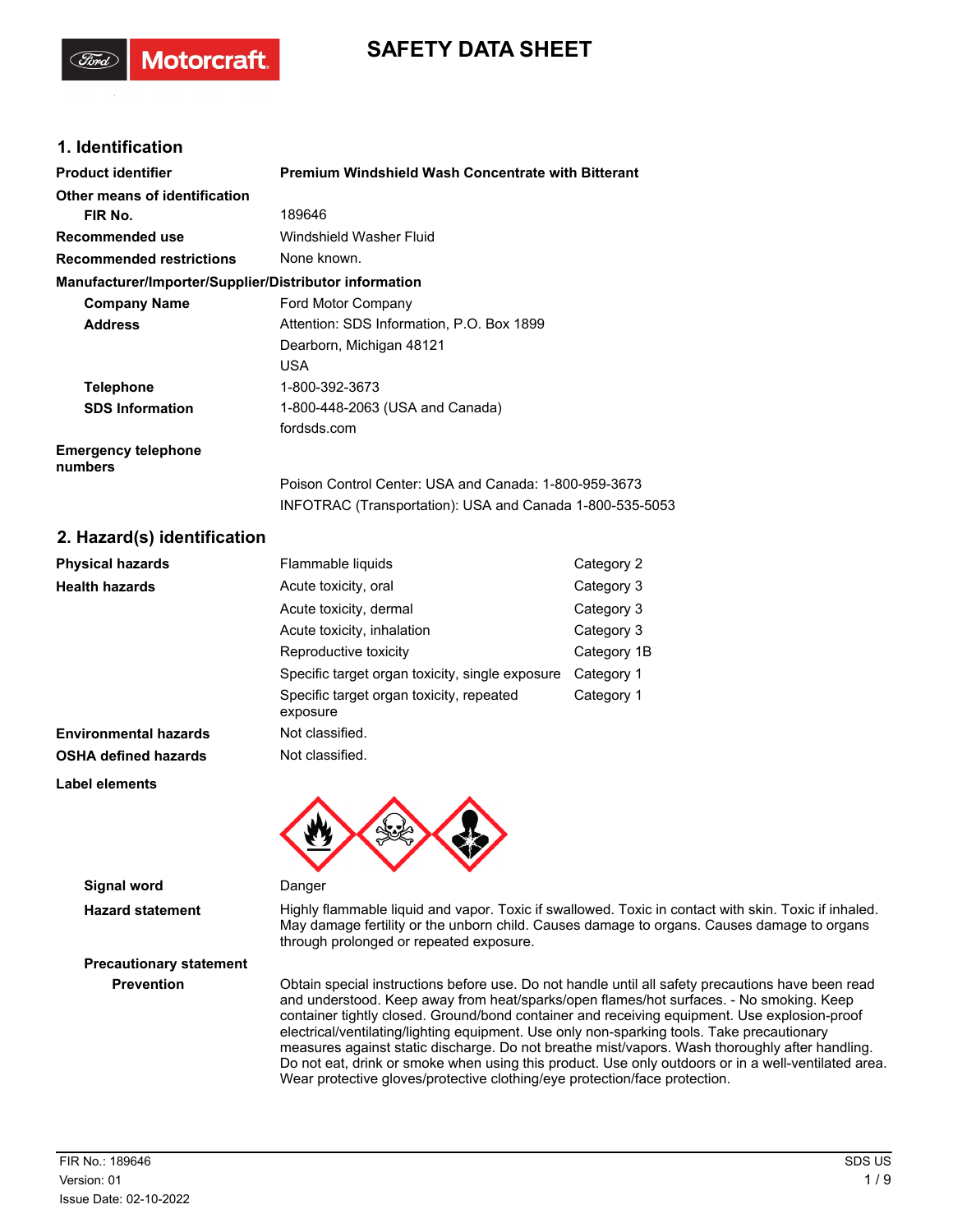# SAFETY DATA SHEET

## 1. Identification

| | |
|---|---|
| **Product identifier** | **Premium Windshield Wash Concentrate with Bitterant** |
| **Other means of identification** | |
| **FIR No.** | 189646 |
| **Recommended use** | Windshield Washer Fluid |
| **Recommended restrictions** | None known. |

**Manufacturer/Importer/Supplier/Distributor information**

| | |
|---|---|
| **Company Name** | Ford Motor Company |
| **Address** | Attention: SDS Information, P.O. Box 1899<br>Dearborn, Michigan 48121<br>USA |
| **Telephone** | 1-800-392-3673 |
| **SDS Information** | 1-800-448-2063 (USA and Canada)<br>fordsds.com |
| **Emergency telephone numbers** | Poison Control Center: USA and Canada: 1-800-959-3673<br>INFOTRAC (Transportation): USA and Canada 1-800-535-5053 |

## 2. Hazard(s) identification

| | | |
|---|---|---|
| **Physical hazards** | Flammable liquids | Category 2 |
| **Health hazards** | Acute toxicity, oral | Category 3 |
| | Acute toxicity, dermal | Category 3 |
| | Acute toxicity, inhalation | Category 3 |
| | Reproductive toxicity | Category 1B |
| | Specific target organ toxicity, single exposure | Category 1 |
| | Specific target organ toxicity, repeated exposure | Category 1 |
| **Environmental hazards** | Not classified. | |
| **OSHA defined hazards** | Not classified. | |

**Label elements**

**Signal word** Danger

**Hazard statement** Highly flammable liquid and vapor. Toxic if swallowed. Toxic in contact with skin. Toxic if inhaled. May damage fertility or the unborn child. Causes damage to organs. Causes damage to organs through prolonged or repeated exposure.

**Precautionary statement**

**Prevention** Obtain special instructions before use. Do not handle until all safety precautions have been read and understood. Keep away from heat/sparks/open flames/hot surfaces. - No smoking. Keep container tightly closed. Ground/bond container and receiving equipment. Use explosion-proof electrical/ventilating/lighting equipment. Use only non-sparking tools. Take precautionary measures against static discharge. Do not breathe mist/vapors. Wash thoroughly after handling. Do not eat, drink or smoke when using this product. Use only outdoors or in a well-ventilated area. Wear protective gloves/protective clothing/eye protection/face protection.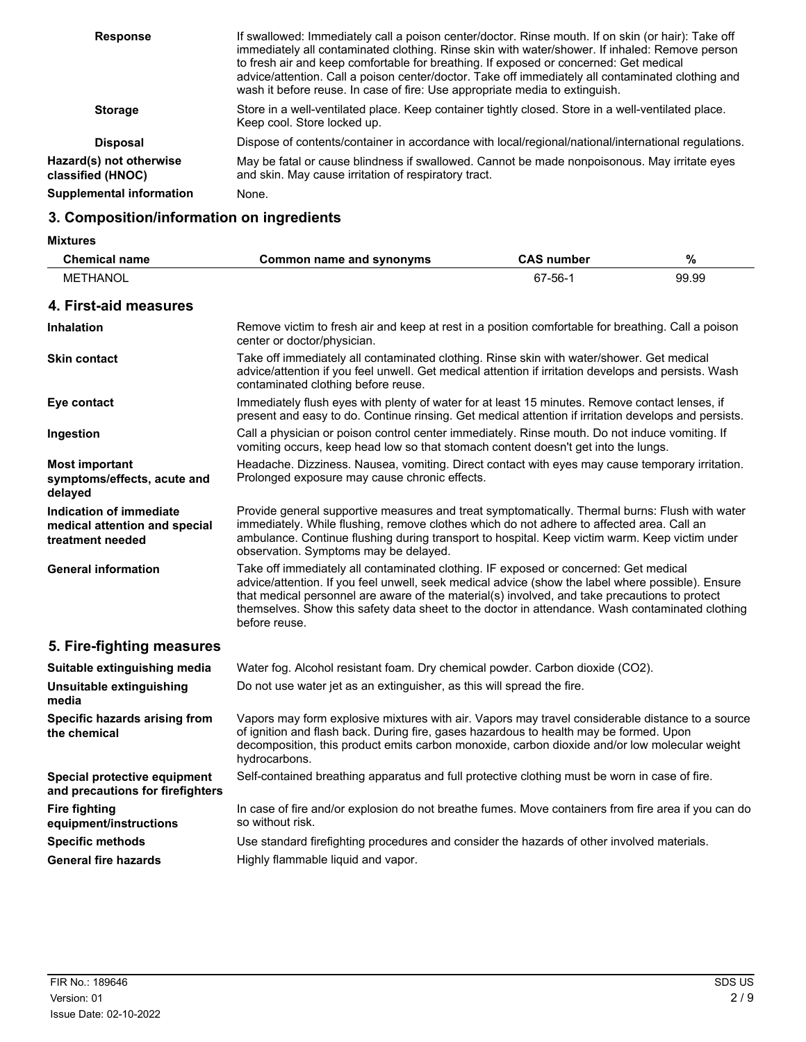**Response** If swallowed: Immediately call a poison center/doctor. Rinse mouth. If on skin (or hair): Take off immediately all contaminated clothing. Rinse skin with water/shower. If inhaled: Remove person to fresh air and keep comfortable for breathing. If exposed or concerned: Get medical advice/attention. Call a poison center/doctor. Take off immediately all contaminated clothing and wash it before reuse. In case of fire: Use appropriate media to extinguish.

**Storage** Store in a well-ventilated place. Keep container tightly closed. Store in a well-ventilated place. Keep cool. Store locked up.

**Disposal** Dispose of contents/container in accordance with local/regional/national/international regulations.

**Hazard(s) not otherwise classified (HNOC)** May be fatal or cause blindness if swallowed. Cannot be made nonpoisonous. May irritate eyes and skin. May cause irritation of respiratory tract.

**Supplemental information** None.

## 3. Composition/information on ingredients

**Mixtures**

| Chemical name | Common name and synonyms | CAS number | % |
|---|---|---|---|
| METHANOL | | 67-56-1 | 99.99 |

## 4. First-aid measures

**Inhalation** Remove victim to fresh air and keep at rest in a position comfortable for breathing. Call a poison center or doctor/physician.

**Skin contact** Take off immediately all contaminated clothing. Rinse skin with water/shower. Get medical advice/attention if you feel unwell. Get medical attention if irritation develops and persists. Wash contaminated clothing before reuse.

**Eye contact** Immediately flush eyes with plenty of water for at least 15 minutes. Remove contact lenses, if present and easy to do. Continue rinsing. Get medical attention if irritation develops and persists.

**Ingestion** Call a physician or poison control center immediately. Rinse mouth. Do not induce vomiting. If vomiting occurs, keep head low so that stomach content doesn't get into the lungs.

**Most important symptoms/effects, acute and delayed** Headache. Dizziness. Nausea, vomiting. Direct contact with eyes may cause temporary irritation. Prolonged exposure may cause chronic effects.

**Indication of immediate medical attention and special treatment needed** Provide general supportive measures and treat symptomatically. Thermal burns: Flush with water immediately. While flushing, remove clothes which do not adhere to affected area. Call an ambulance. Continue flushing during transport to hospital. Keep victim warm. Keep victim under observation. Symptoms may be delayed.

**General information** Take off immediately all contaminated clothing. IF exposed or concerned: Get medical advice/attention. If you feel unwell, seek medical advice (show the label where possible). Ensure that medical personnel are aware of the material(s) involved, and take precautions to protect themselves. Show this safety data sheet to the doctor in attendance. Wash contaminated clothing before reuse.

## 5. Fire-fighting measures

**Suitable extinguishing media** Water fog. Alcohol resistant foam. Dry chemical powder. Carbon dioxide ($CO_2$).

**Unsuitable extinguishing media** Do not use water jet as an extinguisher, as this will spread the fire.

**Specific hazards arising from the chemical** Vapors may form explosive mixtures with air. Vapors may travel considerable distance to a source of ignition and flash back. During fire, gases hazardous to health may be formed. Upon decomposition, this product emits carbon monoxide, carbon dioxide and/or low molecular weight hydrocarbons.

**Special protective equipment and precautions for firefighters** Self-contained breathing apparatus and full protective clothing must be worn in case of fire.

**Fire fighting equipment/instructions** In case of fire and/or explosion do not breathe fumes. Move containers from fire area if you can do so without risk.

**Specific methods** Use standard firefighting procedures and consider the hazards of other involved materials.

**General fire hazards** Highly flammable liquid and vapor.

FIR No.: 189646
Version: 01
Issue Date: 02-10-2022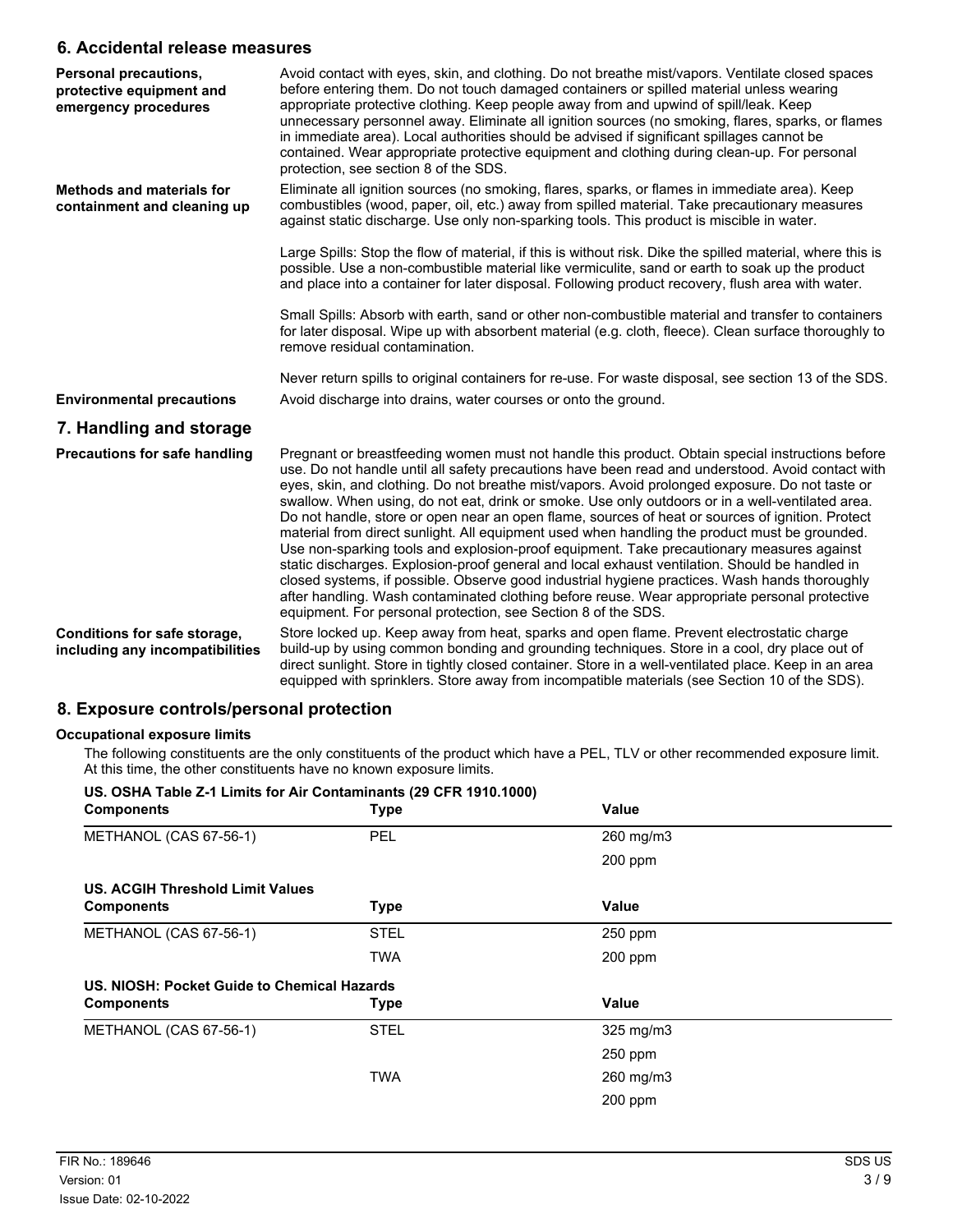## 6. Accidental release measures

**Personal precautions, protective equipment and emergency procedures**

Avoid contact with eyes, skin, and clothing. Do not breathe mist/vapors. Ventilate closed spaces before entering them. Do not touch damaged containers or spilled material unless wearing appropriate protective clothing. Keep people away from and upwind of spill/leak. Keep unnecessary personnel away. Eliminate all ignition sources (no smoking, flares, sparks, or flames in immediate area). Local authorities should be advised if significant spillages cannot be contained. Wear appropriate protective equipment and clothing during clean-up. For personal protection, see section 8 of the SDS.

**Methods and materials for containment and cleaning up**

Eliminate all ignition sources (no smoking, flares, sparks, or flames in immediate area). Keep combustibles (wood, paper, oil, etc.) away from spilled material. Take precautionary measures against static discharge. Use only non-sparking tools. This product is miscible in water.

Large Spills: Stop the flow of material, if this is without risk. Dike the spilled material, where this is possible. Use a non-combustible material like vermiculite, sand or earth to soak up the product and place into a container for later disposal. Following product recovery, flush area with water.

Small Spills: Absorb with earth, sand or other non-combustible material and transfer to containers for later disposal. Wipe up with absorbent material (e.g. cloth, fleece). Clean surface thoroughly to remove residual contamination.

Never return spills to original containers for re-use. For waste disposal, see section 13 of the SDS.

**Environmental precautions**

Avoid discharge into drains, water courses or onto the ground.

## 7. Handling and storage

**Precautions for safe handling**

Pregnant or breastfeeding women must not handle this product. Obtain special instructions before use. Do not handle until all safety precautions have been read and understood. Avoid contact with eyes, skin, and clothing. Do not breathe mist/vapors. Avoid prolonged exposure. Do not taste or swallow. When using, do not eat, drink or smoke. Use only outdoors or in a well-ventilated area. Do not handle, store or open near an open flame, sources of heat or sources of ignition. Protect material from direct sunlight. All equipment used when handling the product must be grounded. Use non-sparking tools and explosion-proof equipment. Take precautionary measures against static discharges. Explosion-proof general and local exhaust ventilation. Should be handled in closed systems, if possible. Observe good industrial hygiene practices. Wash hands thoroughly after handling. Wash contaminated clothing before reuse. Wear appropriate personal protective equipment. For personal protection, see Section 8 of the SDS.

**Conditions for safe storage, including any incompatibilities**

Store locked up. Keep away from heat, sparks and open flame. Prevent electrostatic charge build-up by using common bonding and grounding techniques. Store in a cool, dry place out of direct sunlight. Store in tightly closed container. Store in a well-ventilated place. Keep in an area equipped with sprinklers. Store away from incompatible materials (see Section 10 of the SDS).

## 8. Exposure controls/personal protection

### Occupational exposure limits

The following constituents are the only constituents of the product which have a PEL, TLV or other recommended exposure limit. At this time, the other constituents have no known exposure limits.

**US. OSHA Table Z-1 Limits for Air Contaminants (29 CFR 1910.1000)**

| Components | Type | Value |
|---|---|---|
| METHANOL (CAS 67-56-1) | PEL | 260 mg/m3 |
| | | 200 ppm |

**US. ACGIH Threshold Limit Values**

| Components | Type | Value |
|---|---|---|
| METHANOL (CAS 67-56-1) | STEL | 250 ppm |
| | TWA | 200 ppm |

**US. NIOSH: Pocket Guide to Chemical Hazards**

| Components | Type | Value |
|---|---|---|
| METHANOL (CAS 67-56-1) | STEL | 325 mg/m3 |
| | | 250 ppm |
| | TWA | 260 mg/m3 |
| | | 200 ppm |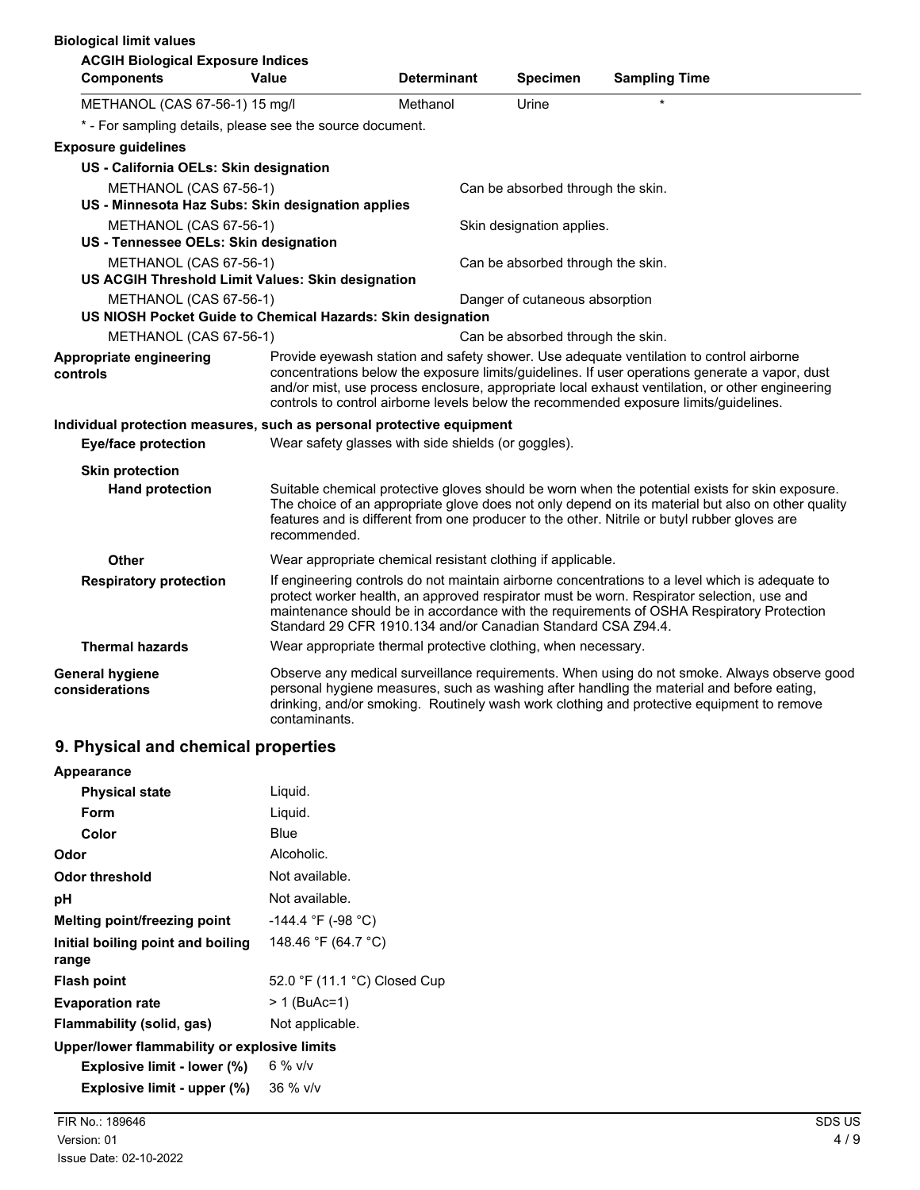**Biological limit values**

**ACGIH Biological Exposure Indices**

| Components | Value | Determinant | Specimen | Sampling Time |
|---|---|---|---|---|
| METHANOL (CAS 67-56-1) | 15 mg/l | Methanol | Urine | * |

* - For sampling details, please see the source document.

**Exposure guidelines**

**US - California OELs: Skin designation**

| | |
|---|---|
| METHANOL (CAS 67-56-1) | Can be absorbed through the skin. |

**US - Minnesota Haz Subs: Skin designation applies**

| | |
|---|---|
| METHANOL (CAS 67-56-1) | Skin designation applies. |

**US - Tennessee OELs: Skin designation**

| | |
|---|---|
| METHANOL (CAS 67-56-1) | Can be absorbed through the skin. |

**US ACGIH Threshold Limit Values: Skin designation**

| | |
|---|---|
| METHANOL (CAS 67-56-1) | Danger of cutaneous absorption |

**US NIOSH Pocket Guide to Chemical Hazards: Skin designation**

| | |
|---|---|
| METHANOL (CAS 67-56-1) | Can be absorbed through the skin. |

**Appropriate engineering controls**
Provide eyewash station and safety shower. Use adequate ventilation to control airborne concentrations below the exposure limits/guidelines. If user operations generate a vapor, dust and/or mist, use process enclosure, appropriate local exhaust ventilation, or other engineering controls to control airborne levels below the recommended exposure limits/guidelines.

**Individual protection measures, such as personal protective equipment**

**Eye/face protection**
Wear safety glasses with side shields (or goggles).

**Skin protection**

**Hand protection**
Suitable chemical protective gloves should be worn when the potential exists for skin exposure. The choice of an appropriate glove does not only depend on its material but also on other quality features and is different from one producer to the other. Nitrile or butyl rubber gloves are recommended.

**Other**
Wear appropriate chemical resistant clothing if applicable.

**Respiratory protection**
If engineering controls do not maintain airborne concentrations to a level which is adequate to protect worker health, an approved respirator must be worn. Respirator selection, use and maintenance should be in accordance with the requirements of OSHA Respiratory Protection Standard 29 CFR 1910.134 and/or Canadian Standard CSA Z94.4.

**Thermal hazards**
Wear appropriate thermal protective clothing, when necessary.

**General hygiene considerations**
Observe any medical surveillance requirements. When using do not smoke. Always observe good personal hygiene measures, such as washing after handling the material and before eating, drinking, and/or smoking. Routinely wash work clothing and protective equipment to remove contaminants.

## 9. Physical and chemical properties

**Appearance**

| | |
|---|---|
| **Physical state** | Liquid. |
| **Form** | Liquid. |
| **Color** | Blue |
| **Odor** | Alcoholic. |
| **Odor threshold** | Not available. |
| **pH** | Not available. |
| **Melting point/freezing point** | -144.4 °F (-98 °C) |
| **Initial boiling point and boiling range** | 148.46 °F (64.7 °C) |
| **Flash point** | 52.0 °F (11.1 °C) Closed Cup |
| **Evaporation rate** | > 1 (BuAc=1) |
| **Flammability (solid, gas)** | Not applicable. |

**Upper/lower flammability or explosive limits**

| | |
|---|---|
| **Explosive limit - lower (%)** | 6 % v/v |
| **Explosive limit - upper (%)** | 36 % v/v |

FIR No.: 189646
Version: 01
Issue Date: 02-10-2022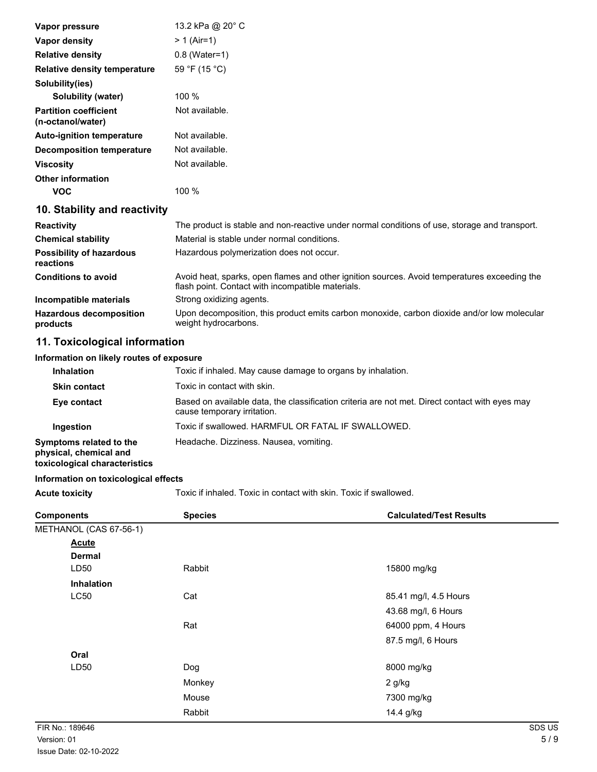| | |
|---|---|
| **Vapor pressure** | 13.2 kPa @ 20° C |
| **Vapor density** | > 1 (Air=1) |
| **Relative density** | 0.8 (Water=1) |
| **Relative density temperature** | 59 °F (15 °C) |
| **Solubility(ies)** | |
| **Solubility (water)** | 100 % |
| **Partition coefficient (n-octanol/water)** | Not available. |
| **Auto-ignition temperature** | Not available. |
| **Decomposition temperature** | Not available. |
| **Viscosity** | Not available. |
| **Other information** | |
| **VOC** | 100 % |

## 10. Stability and reactivity

| | |
|---|---|
| **Reactivity** | The product is stable and non-reactive under normal conditions of use, storage and transport. |
| **Chemical stability** | Material is stable under normal conditions. |
| **Possibility of hazardous reactions** | Hazardous polymerization does not occur. |
| **Conditions to avoid** | Avoid heat, sparks, open flames and other ignition sources. Avoid temperatures exceeding the flash point. Contact with incompatible materials. |
| **Incompatible materials** | Strong oxidizing agents. |
| **Hazardous decomposition products** | Upon decomposition, this product emits carbon monoxide, carbon dioxide and/or low molecular weight hydrocarbons. |

## 11. Toxicological information

**Information on likely routes of exposure**

| | |
|---|---|
| **Inhalation** | Toxic if inhaled. May cause damage to organs by inhalation. |
| **Skin contact** | Toxic in contact with skin. |
| **Eye contact** | Based on available data, the classification criteria are not met. Direct contact with eyes may cause temporary irritation. |
| **Ingestion** | Toxic if swallowed. HARMFUL OR FATAL IF SWALLOWED. |
| **Symptoms related to the physical, chemical and toxicological characteristics** | Headache. Dizziness. Nausea, vomiting. |

**Information on toxicological effects**

**Acute toxicity** Toxic if inhaled. Toxic in contact with skin. Toxic if swallowed.

| Components | Species | Calculated/Test Results |
|---|---|---|
| METHANOL (CAS 67-56-1) | | |
| **Acute** | | |
| **Dermal** | | |
| LD50 | Rabbit | 15800 mg/kg |
| **Inhalation** | | |
| LC50 | Cat | 85.41 mg/l, 4.5 Hours |
| | | 43.68 mg/l, 6 Hours |
| | Rat | 64000 ppm, 4 Hours |
| | | 87.5 mg/l, 6 Hours |
| **Oral** | | |
| LD50 | Dog | 8000 mg/kg |
| | Monkey | 2 g/kg |
| | Mouse | 7300 mg/kg |
| | Rabbit | 14.4 g/kg |

FIR No.: 189646
Version: 01
Issue Date: 02-10-2022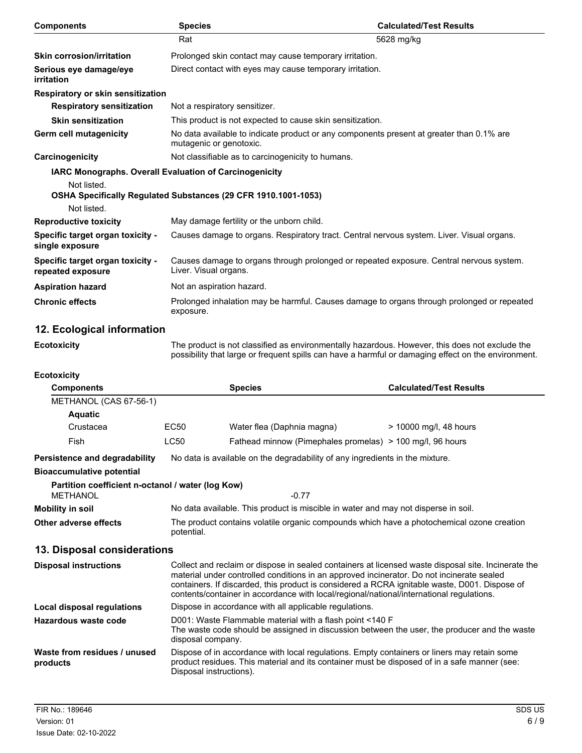| Components | Species | Calculated/Test Results |
| --- | --- | --- |
| | Rat | 5628 mg/kg |

**Skin corrosion/irritation** Prolonged skin contact may cause temporary irritation.

**Serious eye damage/eye irritation** Direct contact with eyes may cause temporary irritation.

**Respiratory or skin sensitization**

**Respiratory sensitization** Not a respiratory sensitizer.

**Skin sensitization** This product is not expected to cause skin sensitization.

**Germ cell mutagenicity** No data available to indicate product or any components present at greater than 0.1% are mutagenic or genotoxic.

**Carcinogenicity** Not classifiable as to carcinogenicity to humans.

**IARC Monographs. Overall Evaluation of Carcinogenicity**

Not listed.

**OSHA Specifically Regulated Substances (29 CFR 1910.1001-1053)**

Not listed.

**Reproductive toxicity** May damage fertility or the unborn child.

**Specific target organ toxicity - single exposure** Causes damage to organs. Respiratory tract. Central nervous system. Liver. Visual organs.

**Specific target organ toxicity - repeated exposure** Causes damage to organs through prolonged or repeated exposure. Central nervous system. Liver. Visual organs.

**Aspiration hazard** Not an aspiration hazard.

**Chronic effects** Prolonged inhalation may be harmful. Causes damage to organs through prolonged or repeated exposure.

## 12. Ecological information

**Ecotoxicity** The product is not classified as environmentally hazardous. However, this does not exclude the possibility that large or frequent spills can have a harmful or damaging effect on the environment.

**Ecotoxicity**

| Components | | Species | Calculated/Test Results |
| --- | --- | --- | --- |
| METHANOL (CAS 67-56-1) | | | |
| **Aquatic** | | | |
| Crustacea | EC50 | Water flea (Daphnia magna) | > 10000 mg/l, 48 hours |
| Fish | LC50 | Fathead minnow (Pimephales promelas) | > 100 mg/l, 96 hours |

**Persistence and degradability** No data is available on the degradability of any ingredients in the mixture.

**Bioaccumulative potential**

**Partition coefficient n-octanol / water (log Kow)**

METHANOL -0.77

**Mobility in soil** No data available. This product is miscible in water and may not disperse in soil.

**Other adverse effects** The product contains volatile organic compounds which have a photochemical ozone creation potential.

## 13. Disposal considerations

**Disposal instructions** Collect and reclaim or dispose in sealed containers at licensed waste disposal site. Incinerate the material under controlled conditions in an approved incinerator. Do not incinerate sealed containers. If discarded, this product is considered a RCRA ignitable waste, D001. Dispose of contents/container in accordance with local/regional/national/international regulations.

**Local disposal regulations** Dispose in accordance with all applicable regulations.

**Hazardous waste code** D001: Waste Flammable material with a flash point <140 F
The waste code should be assigned in discussion between the user, the producer and the waste disposal company.

**Waste from residues / unused products** Dispose of in accordance with local regulations. Empty containers or liners may retain some product residues. This material and its container must be disposed of in a safe manner (see: Disposal instructions).

FIR No.: 189646
Version: 01
Issue Date: 02-10-2022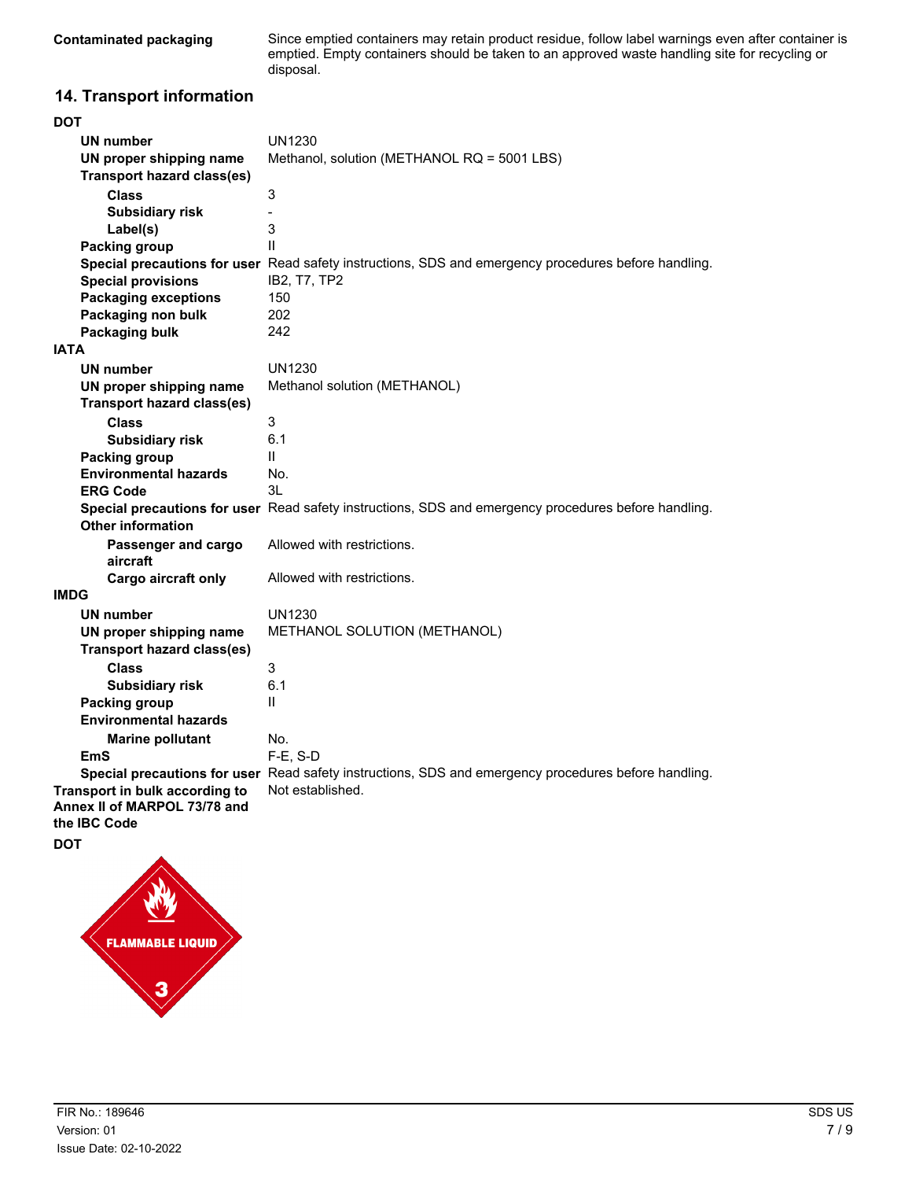| | |
|---|---|
| **Contaminated packaging** | Since emptied containers may retain product residue, follow label warnings even after container is emptied. Empty containers should be taken to an approved waste handling site for recycling or disposal. |

## 14. Transport information

**DOT**

| | |
|---|---|
| **UN number** | UN1230 |
| **UN proper shipping name** | Methanol, solution (METHANOL RQ = 5001 LBS) |
| **Transport hazard class(es)** | |
| **Class** | 3 |
| **Subsidiary risk** | - |
| **Label(s)** | 3 |
| **Packing group** | II |
| **Special precautions for user** | Read safety instructions, SDS and emergency procedures before handling. |
| **Special provisions** | IB2, T7, TP2 |
| **Packaging exceptions** | 150 |
| **Packaging non bulk** | 202 |
| **Packaging bulk** | 242 |

**IATA**

| | |
|---|---|
| **UN number** | UN1230 |
| **UN proper shipping name** | Methanol solution (METHANOL) |
| **Transport hazard class(es)** | |
| **Class** | 3 |
| **Subsidiary risk** | 6.1 |
| **Packing group** | II |
| **Environmental hazards** | No. |
| **ERG Code** | 3L |
| **Special precautions for user** | Read safety instructions, SDS and emergency procedures before handling. |
| **Other information** | |
| **Passenger and cargo aircraft** | Allowed with restrictions. |
| **Cargo aircraft only** | Allowed with restrictions. |

**IMDG**

| | |
|---|---|
| **UN number** | UN1230 |
| **UN proper shipping name** | METHANOL SOLUTION (METHANOL) |
| **Transport hazard class(es)** | |
| **Class** | 3 |
| **Subsidiary risk** | 6.1 |
| **Packing group** | II |
| **Environmental hazards** | |
| **Marine pollutant** | No. |
| **EmS** | F-E, S-D |
| **Special precautions for user** | Read safety instructions, SDS and emergency procedures before handling. |

| | |
|---|---|
| **Transport in bulk according to Annex II of MARPOL 73/78 and the IBC Code** | Not established. |

**DOT**

FLAMMABLE LIQUID 3

FIR No.: 189646
Version: 01
Issue Date: 02-10-2022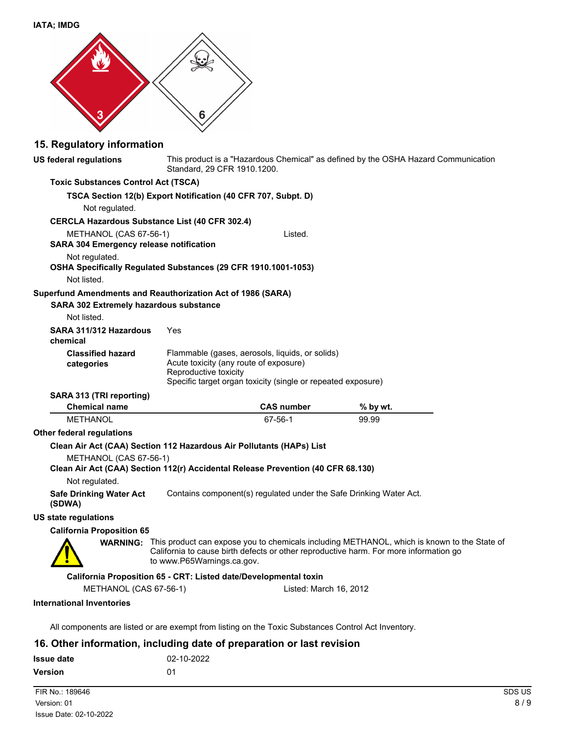**IATA; IMDG**

## 15. Regulatory information

**US federal regulations** This product is a "Hazardous Chemical" as defined by the OSHA Hazard Communication Standard, 29 CFR 1910.1200.

**Toxic Substances Control Act (TSCA)**

**TSCA Section 12(b) Export Notification (40 CFR 707, Subpt. D)**

Not regulated.

**CERCLA Hazardous Substance List (40 CFR 302.4)**

METHANOL (CAS 67-56-1) Listed.

**SARA 304 Emergency release notification**

Not regulated.

**OSHA Specifically Regulated Substances (29 CFR 1910.1001-1053)**

Not listed.

**Superfund Amendments and Reauthorization Act of 1986 (SARA)**

**SARA 302 Extremely hazardous substance**

Not listed.

**SARA 311/312 Hazardous chemical** Yes

**Classified hazard categories**
Flammable (gases, aerosols, liquids, or solids)
Acute toxicity (any route of exposure)
Reproductive toxicity
Specific target organ toxicity (single or repeated exposure)

**SARA 313 (TRI reporting)**

| Chemical name | CAS number | % by wt. |
|---|---|---|
| METHANOL | 67-56-1 | 99.99 |

**Other federal regulations**

**Clean Air Act (CAA) Section 112 Hazardous Air Pollutants (HAPs) List**

METHANOL (CAS 67-56-1)

**Clean Air Act (CAA) Section 112(r) Accidental Release Prevention (40 CFR 68.130)**

Not regulated.

**Safe Drinking Water Act (SDWA)** Contains component(s) regulated under the Safe Drinking Water Act.

**US state regulations**

**California Proposition 65**

**WARNING:** This product can expose you to chemicals including METHANOL, which is known to the State of California to cause birth defects or other reproductive harm. For more information go to www.P65Warnings.ca.gov.

**California Proposition 65 - CRT: Listed date/Developmental toxin**

METHANOL (CAS 67-56-1) Listed: March 16, 2012

**International Inventories**

All components are listed or are exempt from listing on the Toxic Substances Control Act Inventory.

## 16. Other information, including date of preparation or last revision

**Issue date** 02-10-2022

**Version** 01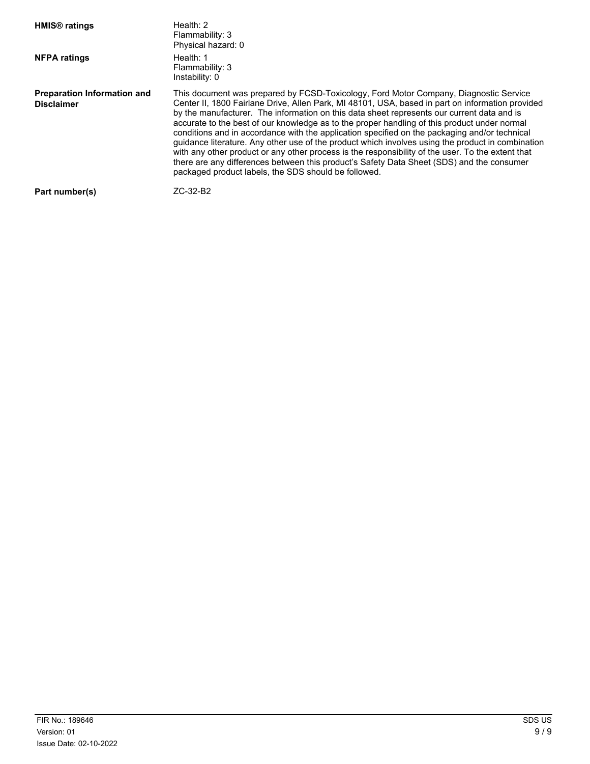| | |
|---|---|
| **HMIS® ratings** | Health: 2<br>Flammability: 3<br>Physical hazard: 0 |
| **NFPA ratings** | Health: 1<br>Flammability: 3<br>Instability: 0 |
| **Preparation Information and Disclaimer** | This document was prepared by FCSD-Toxicology, Ford Motor Company, Diagnostic Service Center II, 1800 Fairlane Drive, Allen Park, MI 48101, USA, based in part on information provided by the manufacturer. The information on this data sheet represents our current data and is accurate to the best of our knowledge as to the proper handling of this product under normal conditions and in accordance with the application specified on the packaging and/or technical guidance literature. Any other use of the product which involves using the product in combination with any other product or any other process is the responsibility of the user. To the extent that there are any differences between this product's Safety Data Sheet (SDS) and the consumer packaged product labels, the SDS should be followed. |
| **Part number(s)** | ZC-32-B2 |